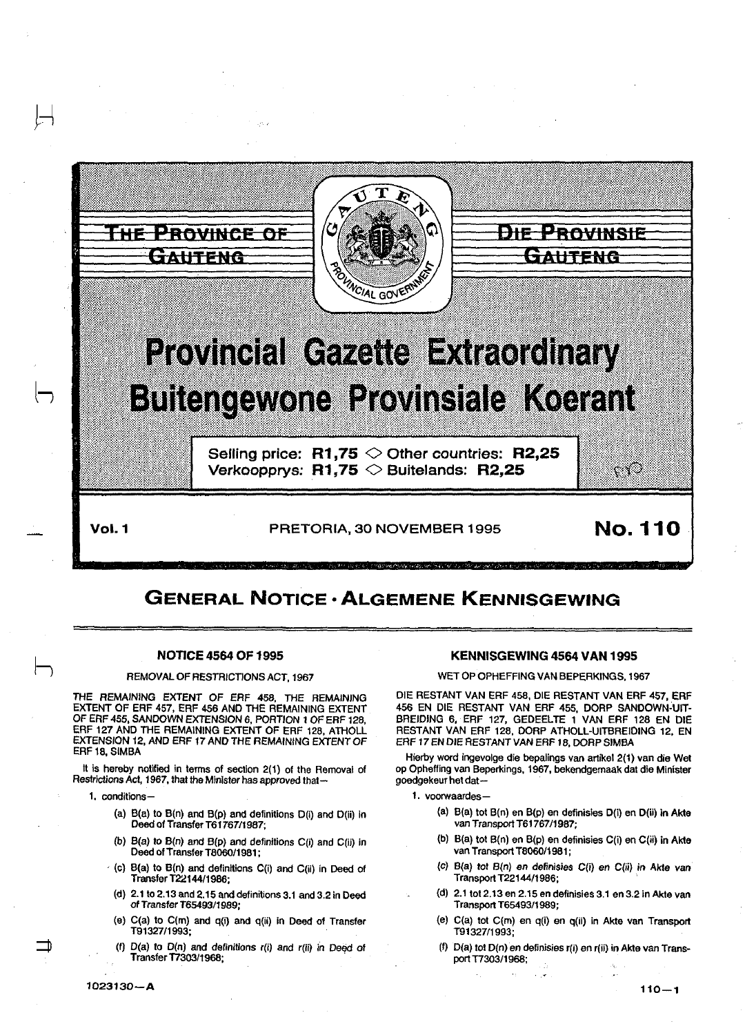# THE PROVINCE OF GAUTENG / DIE PROVINSIE GAUTENG

# Provincial Gazette Extraordinary
# Buitengewone Provinsiale Koerant

Selling price: **R1,75** ◇ Other countries: **R2,25**
Verkoopprys: **R1,75** ◇ Buitelands: **R2,25**

**Vol. 1** PRETORIA, 30 NOVEMBER 1995 **No. 110**

## GENERAL NOTICE · ALGEMENE KENNISGEWING

### NOTICE 4564 OF 1995

REMOVAL OF RESTRICTIONS ACT, 1967

THE REMAINING EXTENT OF ERF 458, THE REMAINING EXTENT OF ERF 457, ERF 456 AND THE REMAINING EXTENT OF ERF 455, SANDOWN EXTENSION 6, PORTION 1 OF ERF 128, ERF 127 AND THE REMAINING EXTENT OF ERF 128, ATHOLL EXTENSION 12, AND ERF 17 AND THE REMAINING EXTENT OF ERF 18, SIMBA

It is hereby notified in terms of section 2(1) of the Removal of Restrictions Act, 1967, that the Minister has approved that—

1. conditions—
   - (a) B(a) to B(n) and B(p) and definitions D(i) and D(ii) in Deed of Transfer T61767/1987;
   - (b) B(a) to B(n) and B(p) and definitions C(i) and C(ii) in Deed of Transfer T8060/1981;
   - (c) B(a) to B(n) and definitions C(i) and C(ii) in Deed of Transfer T22144/1986;
   - (d) 2.1 to 2.13 and 2.15 and definitions 3.1 and 3.2 in Deed of Transfer T65493/1989;
   - (e) C(a) to C(m) and q(i) and q(ii) in Deed of Transfer T91327/1993;
   - (f) D(a) to D(n) and definitions r(i) and r(ii) in Deed of Transfer T7303/1968;

### KENNISGEWING 4564 VAN 1995

WET OP OPHEFFING VAN BEPERKINGS, 1967

DIE RESTANT VAN ERF 458, DIE RESTANT VAN ERF 457, ERF 456 EN DIE RESTANT VAN ERF 455, DORP SANDOWN-UITBREIDING 6, ERF 127, GEDEELTE 1 VAN ERF 128 EN DIE RESTANT VAN ERF 128, DORP ATHOLL-UITBREIDING 12, EN ERF 17 EN DIE RESTANT VAN ERF 18, DORP SIMBA

Hierby word ingevolge die bepalings van artikel 2(1) van die Wet op Opheffing van Beperkings, 1967, bekendgemaak dat die Minister goedgekeur het dat—

1. voorwaardes—
   - (a) B(a) tot B(n) en B(p) en definisies D(i) en D(ii) in Akte van Transport T61767/1987;
   - (b) B(a) tot B(n) en B(p) en definisies C(i) en C(ii) in Akte van Transport T8060/1981;
   - (c) B(a) tot B(n) en definisies C(i) en C(ii) in Akte van Transport T22144/1986;
   - (d) 2.1 tot 2.13 en 2.15 en definisies 3.1 en 3.2 in Akte van Transport T65493/1989;
   - (e) C(a) tot C(m) en q(i) en q(ii) in Akte van Transport T91327/1993;
   - (f) D(a) tot D(n) en definisies r(i) en r(ii) in Akte van Transport T7303/1968;

1023130—A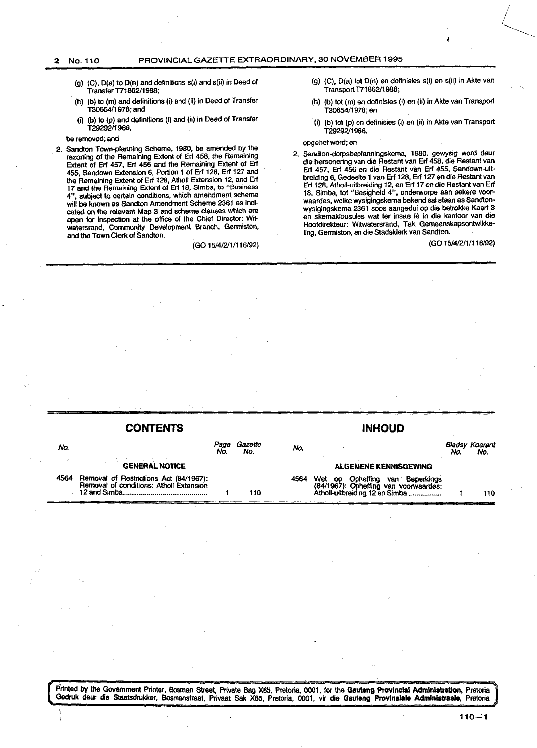(g) (C), D(a) to D(n) and definitions s(i) and s(ii) in Deed of Transfer T71862/1988;

(h) (b) to (m) and definitions (i) and (ii) in Deed of Transfer T30654/1978; and

(i) (b) to (p) and definitions (i) and (ii) in Deed of Transfer T29292/1966,

be removed; and

2. Sandton Town-planning Scheme, 1980, be amended by the rezoning of the Remaining Extent of Erf 458, the Remaining Extent of Erf 457, Erf 456 and the Remaining Extent of Erf 455, Sandown Extension 6, Portion 1 of Erf 128, Erf 127 and the Remaining Extent of Erf 128, Atholl Extension 12, and Erf 17 and the Remaining Extent of Erf 18, Simba, to "Business 4", subject to certain conditions, which amendment scheme will be known as Sandton Amendment Scheme 2361 as indicated on the relevant Map 3 and scheme clauses which are open for inspection at the office of the Chief Director: Witwatersrand, Community Development Branch, Germiston, and the Town Clerk of Sandton.

(GO 15/4/2/1/116/92)

(g) (C), D(a) tot D(n) en definisies s(i) en s(ii) in Akte van Transport T71862/1988;

(h) (b) tot (m) en definisies (i) en (ii) in Akte van Transport T30654/1978; en

(i) (b) tot (p) en definisies (i) en (ii) in Akte van Transport T29292/1966,

opgehef word; en

2. Sandton-dorpsbeplanningskema, 1980, gewysig word deur die hersonering van die Restant van Erf 458, die Restant van Erf 457, Erf 456 en die Restant van Erf 455, Sandown-uitbreiding 6, Gedeelte 1 van Erf 128, Erf 127 en die Restant van Erf 128, Atholl-uitbreiding 12, en Erf 17 en die Restant van Erf 18, Simba, tot "Besigheid 4", onderworpe aan sekere voorwaardes, welke wysigingskema bekend sal staan as Sandton-wysigingskema 2361 soos aangedui op die betrokke Kaart 3 en skemaklousules wat ter insae lê in die kantoor van die Hoofdirekteur: Witwatersrand, Tak Gemeenskapsontwikkeling, Germiston, en die Stadsklerk van Sandton.

(GO 15/4/2/1/116/92)

## CONTENTS

| No. | | Page No. | Gazette No. |
|---|---|---|---|
| | **GENERAL NOTICE** | | |
| 4564 | Removal of Restrictions Act (84/1967): Removal of conditions: Atholl Extension 12 and Simba | 1 | 110 |

## INHOUD

| No. | | Bladsy No. | Koerant No. |
|---|---|---|---|
| | **ALGEMENE KENNISGEWING** | | |
| 4564 | Wet op Opheffing van Beperkings (84/1967): Opheffing van voorwaardes: Atholl-uitbreiding 12 en Simba | 1 | 110 |

Printed by the Government Printer, Bosman Street, Private Bag X85, Pretoria, 0001, for the **Gauteng Provincial Administration**, Pretoria
Gedruk deur die Staatsdrukker, Bosmanstraat, Privaat Sak X85, Pretoria, 0001, vir die **Gauteng Provinsiale Administrasie**, Pretoria